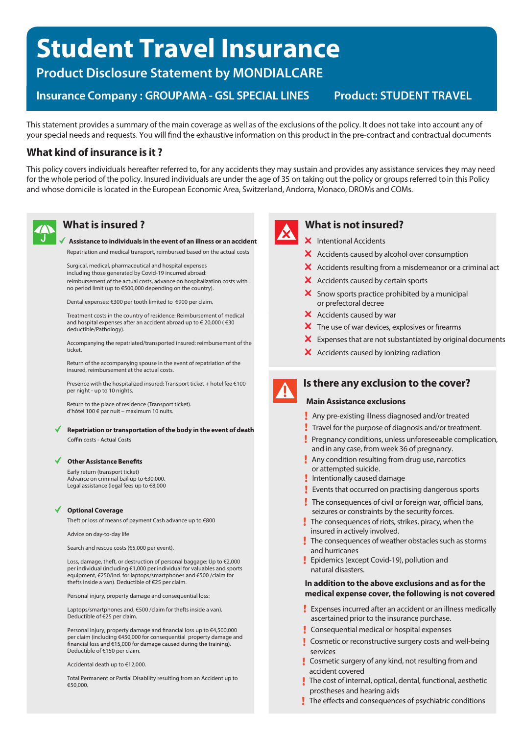# Student Travel Insurance

## Product Disclosure Statement by MONDIALCARE

**Insurance Company : GROUPAMA - GSL SPECIAL LINES** **Product: STUDENT TRAVEL**

This statement provides a summary of the main coverage as well as of the exclusions of the policy. It does not take into account any of your special needs and requests. You will find the exhaustive information on this product in the pre-contract and contractual documents

## What kind of insurance is it ?

This policy covers individuals hereafter referred to, for any accidents they may sustain and provides any assistance services they may need for the whole period of the policy. Insured individuals are under the age of 35 on taking out the policy or groups referred to in this Policy and whose domicile is located in the European Economic Area, Switzerland, Andorra, Monaco, DROMs and COMs.

## What is insured ?

✓ **Assistance to individuals in the event of an illness or an accident**

Repatriation and medical transport, reimbursed based on the actual costs

Surgical, medical, pharmaceutical and hospital expenses including those generated by Covid-19 incurred abroad: reimbursement of the actual costs, advance on hospitalization costs with no period limit (up to €500,000 depending on the country).

Dental expenses: €300 per tooth limited to €900 per claim.

Treatment costs in the country of residence: Reimbursement of medical and hospital expenses after an accident abroad up to € 20,000 ( €30 deductible/Pathology).

Accompanying the repatriated/transported insured: reimbursement of the ticket.

Return of the accompanying spouse in the event of repatriation of the insured, reimbursement at the actual costs.

Presence with the hospitalized insured: Transport ticket + hotel fee €100 per night - up to 10 nights.

Return to the place of residence (Transport ticket). d'hôtel 100 € par nuit – maximum 10 nuits.

✓ **Repatriation or transportation of the body in the event of death**

Coffin costs - Actual Costs

✓ **Other Assistance Benefits**

Early return (transport ticket)
Advance on criminal bail up to €30,000.
Legal assistance (legal fees up to €8,000

✓ **Optional Coverage**

Theft or loss of means of payment Cash advance up to €800

Advice on day-to-day life

Search and rescue costs (€5,000 per event).

Loss, damage, theft, or destruction of personal baggage: Up to €2,000 per individual (including €1,000 per individual for valuables and sports equipment, €250/ind. for laptops/smartphones and €500 /claim for thefts inside a van). Deductible of €25 per claim.

Personal injury, property damage and consequential loss:

Laptops/smartphones and, €500 /claim for thefts inside a van). Deductible of €25 per claim.

Personal injury, property damage and financial loss up to €4,500,000 per claim (including €450,000 for consequential property damage and financial loss and €15,000 for damage caused during the training). Deductible of €150 per claim.

Accidental death up to €12,000.

Total Permanent or Partial Disability resulting from an Accident up to €50,000.

## What is not insured?

- ✗ Intentional Accidents
- ✗ Accidents caused by alcohol over consumption
- ✗ Accidents resulting from a misdemeanor or a criminal act
- ✗ Accidents caused by certain sports
- ✗ Snow sports practice prohibited by a municipal or prefectoral decree
- ✗ Accidents caused by war
- ✗ The use of war devices, explosives or firearms
- ✗ Expenses that are not substantiated by original documents
- ✗ Accidents caused by ionizing radiation

## Is there any exclusion to the cover?

### Main Assistance exclusions

- ! Any pre-existing illness diagnosed and/or treated
- ! Travel for the purpose of diagnosis and/or treatment.
- ! Pregnancy conditions, unless unforeseeable complication, and in any case, from week 36 of pregnancy.
- ! Any condition resulting from drug use, narcotics or attempted suicide.
- ! Intentionally caused damage
- ! Events that occurred on practising dangerous sports
- ! The consequences of civil or foreign war, official bans, seizures or constraints by the security forces.
- ! The consequences of riots, strikes, piracy, when the insured in actively involved.
- ! The consequences of weather obstacles such as storms and hurricanes
- ! Epidemics (except Covid-19), pollution and natural disasters.

**In addition to the above exclusions and as for the medical expense cover, the following is not covered**

- ! Expenses incurred after an accident or an illness medically ascertained prior to the insurance purchase.
- ! Consequential medical or hospital expenses
- ! Cosmetic or reconstructive surgery costs and well-being services
- ! Cosmetic surgery of any kind, not resulting from and accident covered
- ! The cost of internal, optical, dental, functional, aesthetic prostheses and hearing aids
- ! The effects and consequences of psychiatric conditions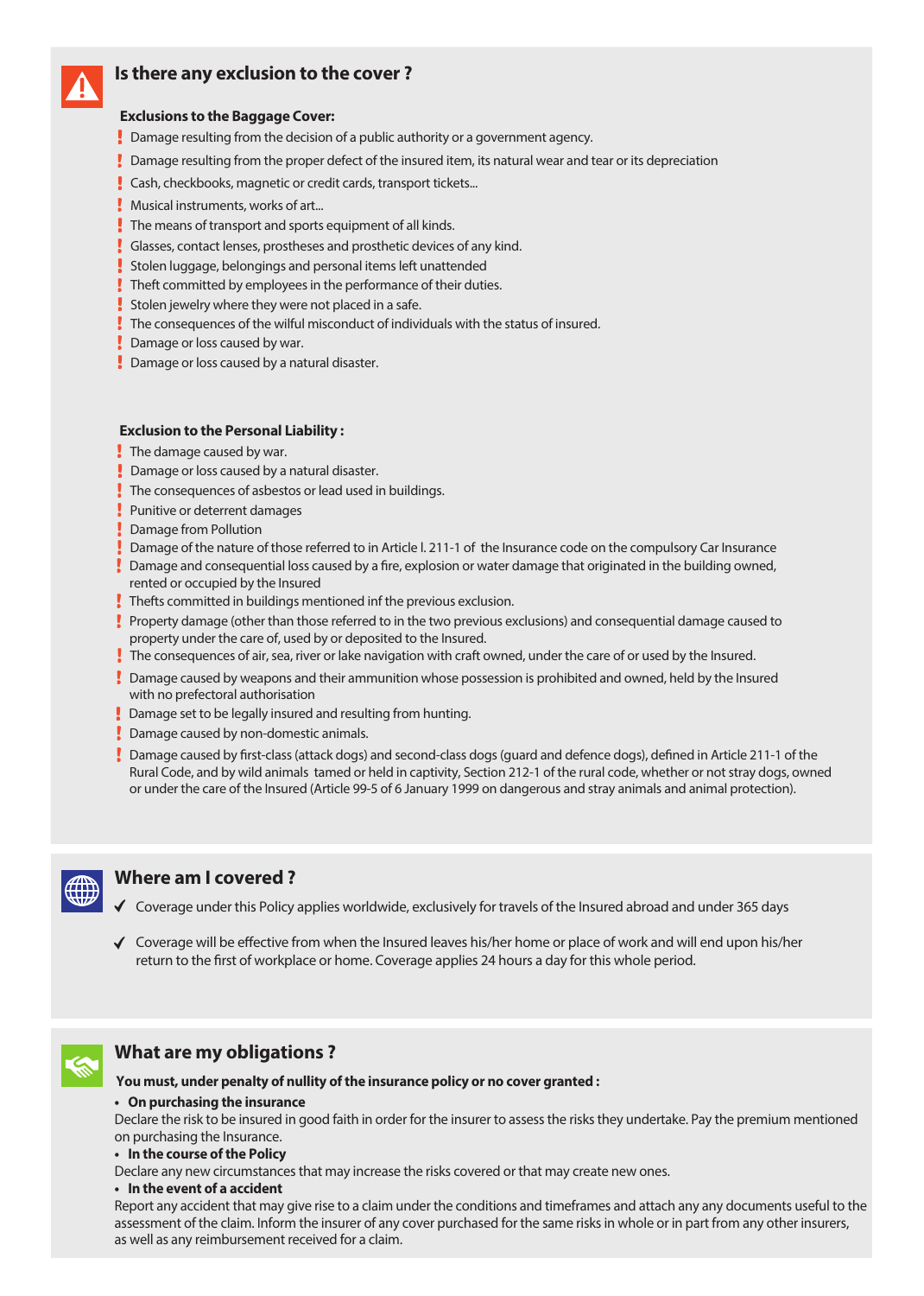## Is there any exclusion to the cover ?

**Exclusions to the Baggage Cover:**

- Damage resulting from the decision of a public authority or a government agency.
- Damage resulting from the proper defect of the insured item, its natural wear and tear or its depreciation
- Cash, checkbooks, magnetic or credit cards, transport tickets...
- Musical instruments, works of art...
- The means of transport and sports equipment of all kinds.
- Glasses, contact lenses, prostheses and prosthetic devices of any kind.
- Stolen luggage, belongings and personal items left unattended
- Theft committed by employees in the performance of their duties.
- Stolen jewelry where they were not placed in a safe.
- The consequences of the wilful misconduct of individuals with the status of insured.
- Damage or loss caused by war.
- Damage or loss caused by a natural disaster.

**Exclusion to the Personal Liability :**

- The damage caused by war.
- Damage or loss caused by a natural disaster.
- The consequences of asbestos or lead used in buildings.
- Punitive or deterrent damages
- Damage from Pollution
- Damage of the nature of those referred to in Article l. 211-1 of the Insurance code on the compulsory Car Insurance
- Damage and consequential loss caused by a fire, explosion or water damage that originated in the building owned, rented or occupied by the Insured
- Thefts committed in buildings mentioned inf the previous exclusion.
- Property damage (other than those referred to in the two previous exclusions) and consequential damage caused to property under the care of, used by or deposited to the Insured.
- The consequences of air, sea, river or lake navigation with craft owned, under the care of or used by the Insured.
- Damage caused by weapons and their ammunition whose possession is prohibited and owned, held by the Insured with no prefectoral authorisation
- Damage set to be legally insured and resulting from hunting.
- Damage caused by non-domestic animals.
- Damage caused by first-class (attack dogs) and second-class dogs (guard and defence dogs), defined in Article 211-1 of the Rural Code, and by wild animals tamed or held in captivity, Section 212-1 of the rural code, whether or not stray dogs, owned or under the care of the Insured (Article 99-5 of 6 January 1999 on dangerous and stray animals and animal protection).

## Where am I covered ?

- ✓ Coverage under this Policy applies worldwide, exclusively for travels of the Insured abroad and under 365 days
- ✓ Coverage will be effective from when the Insured leaves his/her home or place of work and will end upon his/her return to the first of workplace or home. Coverage applies 24 hours a day for this whole period.

## What are my obligations ?

**You must, under penalty of nullity of the insurance policy or no cover granted :**

- **On purchasing the insurance**

Declare the risk to be insured in good faith in order for the insurer to assess the risks they undertake. Pay the premium mentioned on purchasing the Insurance.

- **In the course of the Policy**

Declare any new circumstances that may increase the risks covered or that may create new ones.

- **In the event of a accident**

Report any accident that may give rise to a claim under the conditions and timeframes and attach any any documents useful to the assessment of the claim. Inform the insurer of any cover purchased for the same risks in whole or in part from any other insurers, as well as any reimbursement received for a claim.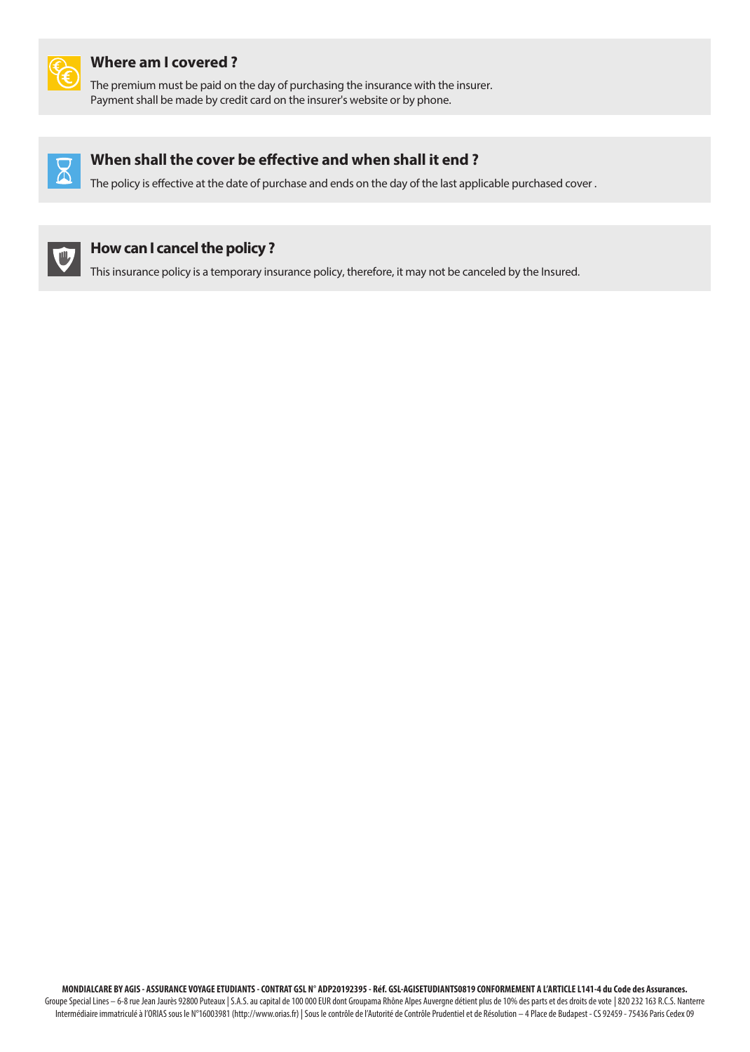## Where am I covered ?

The premium must be paid on the day of purchasing the insurance with the insurer.
Payment shall be made by credit card on the insurer's website or by phone.

## When shall the cover be effective and when shall it end ?

The policy is effective at the date of purchase and ends on the day of the last applicable purchased cover .

## How can I cancel the policy ?

This insurance policy is a temporary insurance policy, therefore, it may not be canceled by the Insured.

**MONDIALCARE BY AGIS - ASSURANCE VOYAGE ETUDIANTS - CONTRAT GSL N° ADP20192395 - Réf. GSL-AGISETUDIANTS0819 CONFORMEMENT A L'ARTICLE L141-4 du Code des Assurances.**
Groupe Special Lines – 6-8 rue Jean Jaurès 92800 Puteaux | S.A.S. au capital de 100 000 EUR dont Groupama Rhône Alpes Auvergne détient plus de 10% des parts et des droits de vote | 820 232 163 R.C.S. Nanterre
Intermédiaire immatriculé à l'ORIAS sous le N°16003981 (http://www.orias.fr) | Sous le contrôle de l'Autorité de Contrôle Prudentiel et de Résolution – 4 Place de Budapest - CS 92459 - 75436 Paris Cedex 09